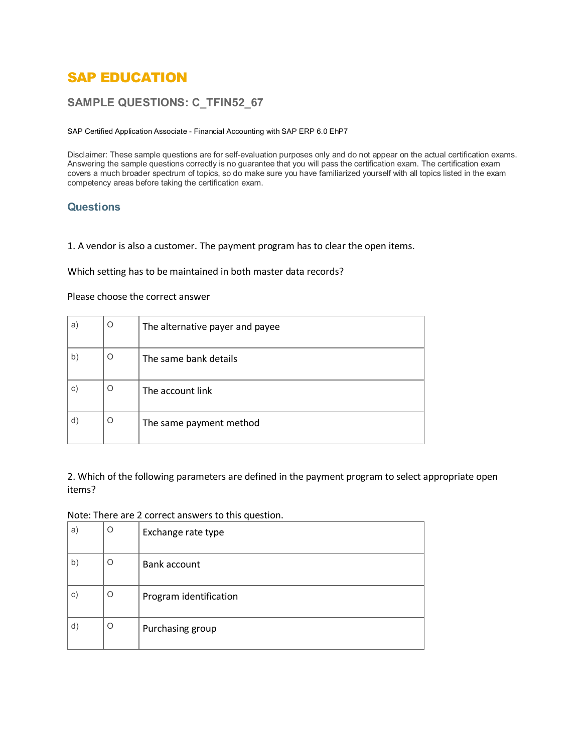# SAP EDUCATION

## SAMPLE QUESTIONS: C_TFIN52_67

SAP Certified Application Associate - Financial Accounting with SAP ERP 6.0 EhP7

Disclaimer: These sample questions are for self-evaluation purposes only and do not appear on the actual certification exams. Answering the sample questions correctly is no guarantee that you will pass the certification exam. The certification exam covers a much broader spectrum of topics, so do make sure you have familiarized yourself with all topics listed in the exam competency areas before taking the certification exam.

### Questions

1. A vendor is also a customer. The payment program has to clear the open items.

Which setting has to be maintained in both master data records?

Please choose the correct answer

| | | |
|---|---|---|
| a) | O | The alternative payer and payee |
| b) | O | The same bank details |
| c) | O | The account link |
| d) | O | The same payment method |

2. Which of the following parameters are defined in the payment program to select appropriate open items?

Note: There are 2 correct answers to this question.

| | | |
|---|---|---|
| a) | O | Exchange rate type |
| b) | O | Bank account |
| c) | O | Program identification |
| d) | O | Purchasing group |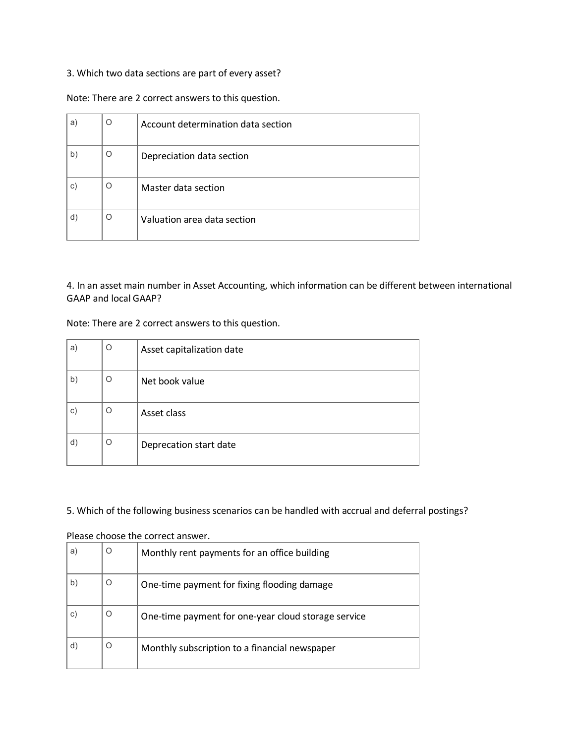3. Which two data sections are part of every asset?

Note: There are 2 correct answers to this question.

| | | |
|---|---|---|
| a) | O | Account determination data section |
| b) | O | Depreciation data section |
| c) | O | Master data section |
| d) | O | Valuation area data section |

4. In an asset main number in Asset Accounting, which information can be different between international GAAP and local GAAP?

Note: There are 2 correct answers to this question.

| | | |
|---|---|---|
| a) | O | Asset capitalization date |
| b) | O | Net book value |
| c) | O | Asset class |
| d) | O | Deprecation start date |

5. Which of the following business scenarios can be handled with accrual and deferral postings?

Please choose the correct answer.

| | | |
|---|---|---|
| a) | O | Monthly rent payments for an office building |
| b) | O | One-time payment for fixing flooding damage |
| c) | O | One-time payment for one-year cloud storage service |
| d) | O | Monthly subscription to a financial newspaper |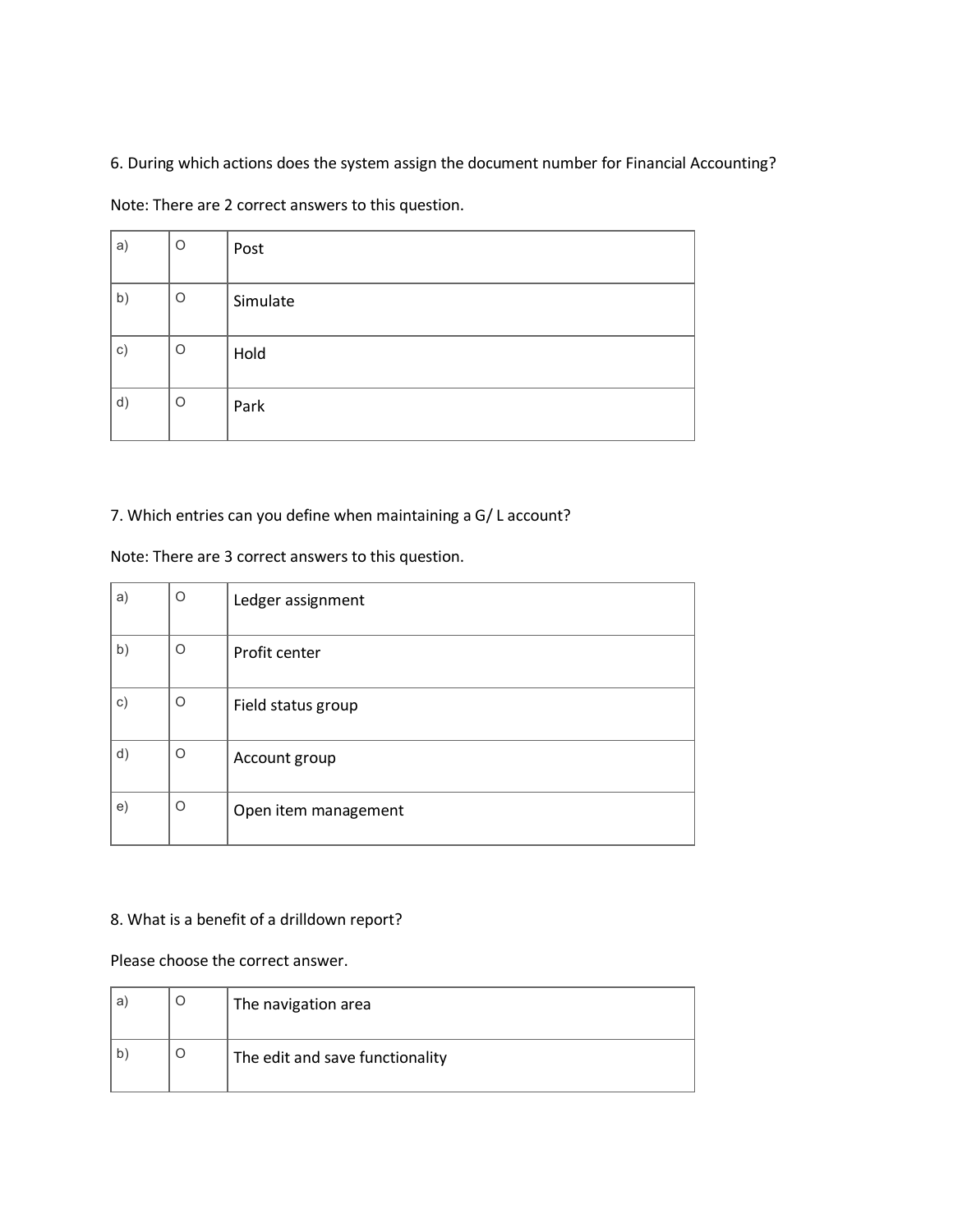6. During which actions does the system assign the document number for Financial Accounting?

Note: There are 2 correct answers to this question.

| | | |
|---|---|---|
| a) | O | Post |
| b) | O | Simulate |
| c) | O | Hold |
| d) | O | Park |

7. Which entries can you define when maintaining a G/ L account?

Note: There are 3 correct answers to this question.

| | | |
|---|---|---|
| a) | O | Ledger assignment |
| b) | O | Profit center |
| c) | O | Field status group |
| d) | O | Account group |
| e) | O | Open item management |

8. What is a benefit of a drilldown report?

Please choose the correct answer.

| | | |
|---|---|---|
| a) | O | The navigation area |
| b) | O | The edit and save functionality |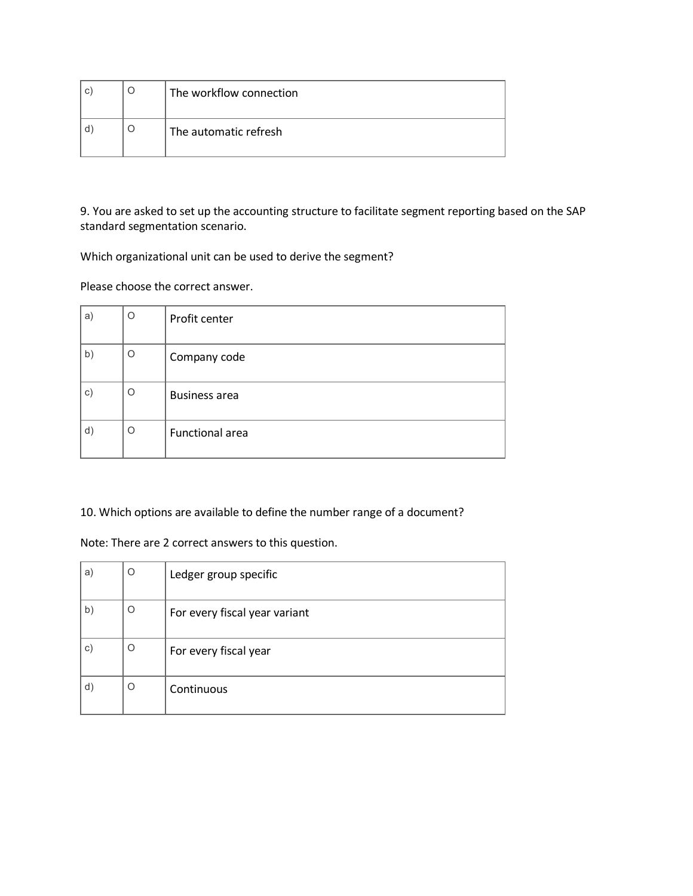| c) | O | The workflow connection |
|---|---|---|
| d) | O | The automatic refresh |

9. You are asked to set up the accounting structure to facilitate segment reporting based on the SAP standard segmentation scenario.

Which organizational unit can be used to derive the segment?

Please choose the correct answer.

| a) | O | Profit center |
|---|---|---|
| b) | O | Company code |
| c) | O | Business area |
| d) | O | Functional area |

10. Which options are available to define the number range of a document?

Note: There are 2 correct answers to this question.

| a) | O | Ledger group specific |
|---|---|---|
| b) | O | For every fiscal year variant |
| c) | O | For every fiscal year |
| d) | O | Continuous |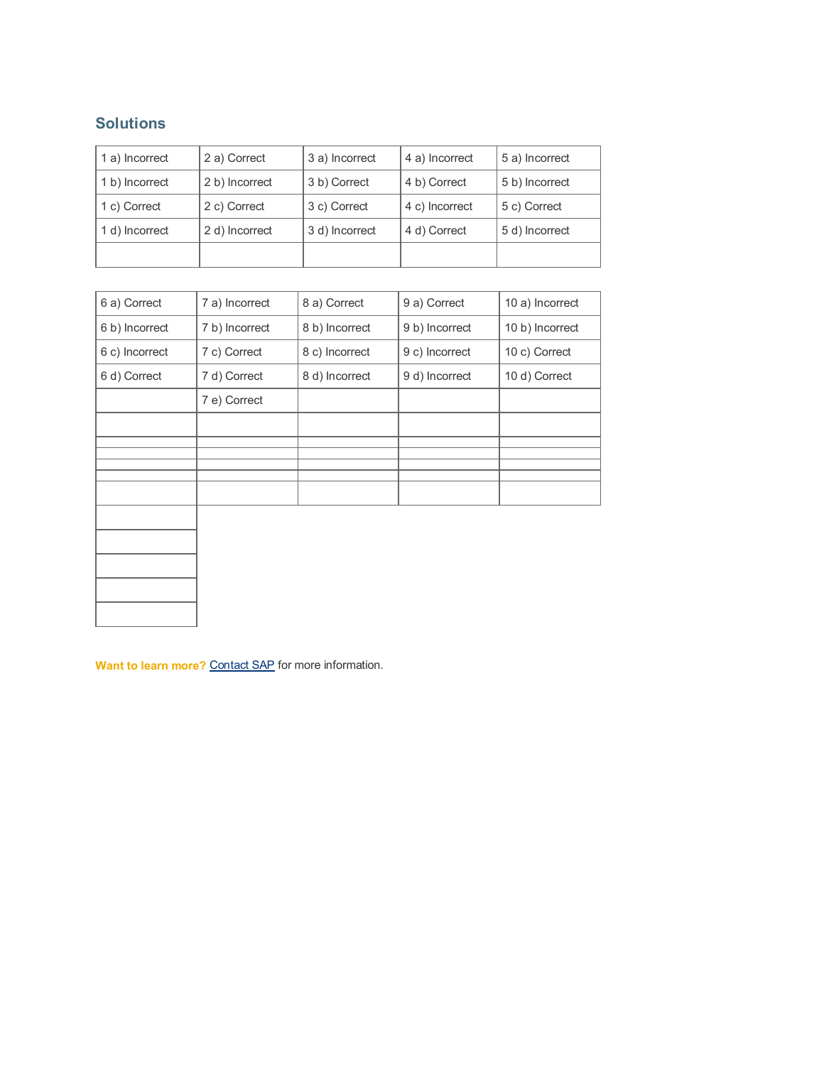## Solutions

| | | | | |
|---|---|---|---|---|
| 1 a) Incorrect | 2 a) Correct | 3 a) Incorrect | 4 a) Incorrect | 5 a) Incorrect |
| 1 b) Incorrect | 2 b) Incorrect | 3 b) Correct | 4 b) Correct | 5 b) Incorrect |
| 1 c) Correct | 2 c) Correct | 3 c) Correct | 4 c) Incorrect | 5 c) Correct |
| 1 d) Incorrect | 2 d) Incorrect | 3 d) Incorrect | 4 d) Correct | 5 d) Incorrect |

| | | | | |
|---|---|---|---|---|
| 6 a) Correct | 7 a) Incorrect | 8 a) Correct | 9 a) Correct | 10 a) Incorrect |
| 6 b) Incorrect | 7 b) Incorrect | 8 b) Incorrect | 9 b) Incorrect | 10 b) Incorrect |
| 6 c) Incorrect | 7 c) Correct | 8 c) Incorrect | 9 c) Incorrect | 10 c) Correct |
| 6 d) Correct | 7 d) Correct | 8 d) Incorrect | 9 d) Incorrect | 10 d) Correct |
| | 7 e) Correct | | | |

**Want to learn more?** Contact SAP for more information.